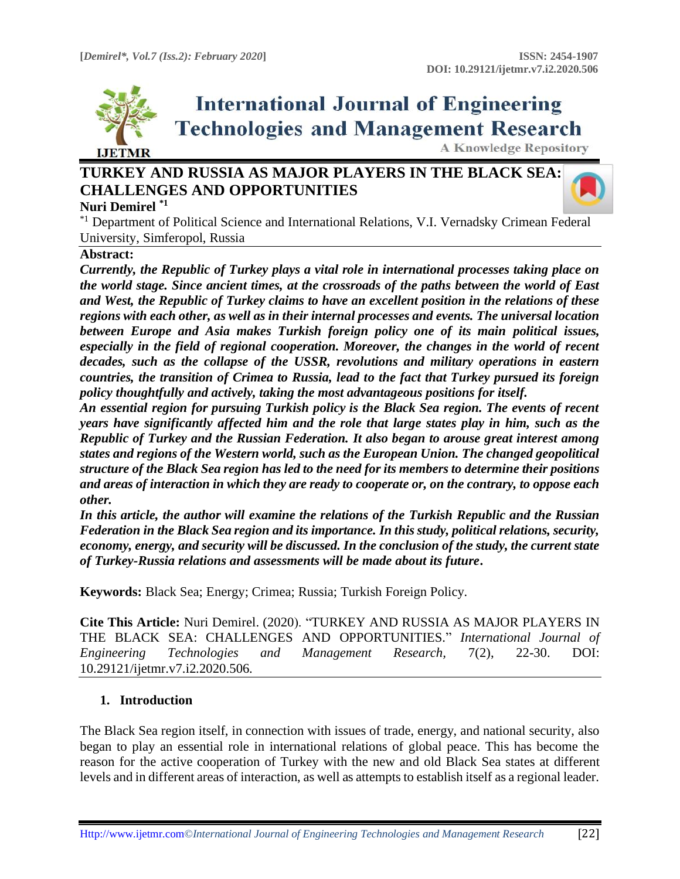# TURKEY AND RUSSIA AS MAJOR PLAYERS IN THE BLACK SEA: CHALLENGES AND OPPORTUNITIES

**Nuri Demirel** [*1]

[*1] Department of Political Science and International Relations, V.I. Vernadsky Crimean Federal University, Simferopol, Russia

**Abstract:**

***Currently, the Republic of Turkey plays a vital role in international processes taking place on the world stage. Since ancient times, at the crossroads of the paths between the world of East and West, the Republic of Turkey claims to have an excellent position in the relations of these regions with each other, as well as in their internal processes and events. The universal location between Europe and Asia makes Turkish foreign policy one of its main political issues, especially in the field of regional cooperation. Moreover, the changes in the world of recent decades, such as the collapse of the USSR, revolutions and military operations in eastern countries, the transition of Crimea to Russia, lead to the fact that Turkey pursued its foreign policy thoughtfully and actively, taking the most advantageous positions for itself.***

***An essential region for pursuing Turkish policy is the Black Sea region. The events of recent years have significantly affected him and the role that large states play in him, such as the Republic of Turkey and the Russian Federation. It also began to arouse great interest among states and regions of the Western world, such as the European Union. The changed geopolitical structure of the Black Sea region has led to the need for its members to determine their positions and areas of interaction in which they are ready to cooperate or, on the contrary, to oppose each other.***

***In this article, the author will examine the relations of the Turkish Republic and the Russian Federation in the Black Sea region and its importance. In this study, political relations, security, economy, energy, and security will be discussed. In the conclusion of the study, the current state of Turkey-Russia relations and assessments will be made about its future.***

**Keywords:** Black Sea; Energy; Crimea; Russia; Turkish Foreign Policy.

**Cite This Article:** Nuri Demirel. (2020). "TURKEY AND RUSSIA AS MAJOR PLAYERS IN THE BLACK SEA: CHALLENGES AND OPPORTUNITIES." *International Journal of Engineering Technologies and Management Research,* 7(2), 22-30. DOI: 10.29121/ijetmr.v7.i2.2020.506.

## 1. Introduction

The Black Sea region itself, in connection with issues of trade, energy, and national security, also began to play an essential role in international relations of global peace. This has become the reason for the active cooperation of Turkey with the new and old Black Sea states at different levels and in different areas of interaction, as well as attempts to establish itself as a regional leader.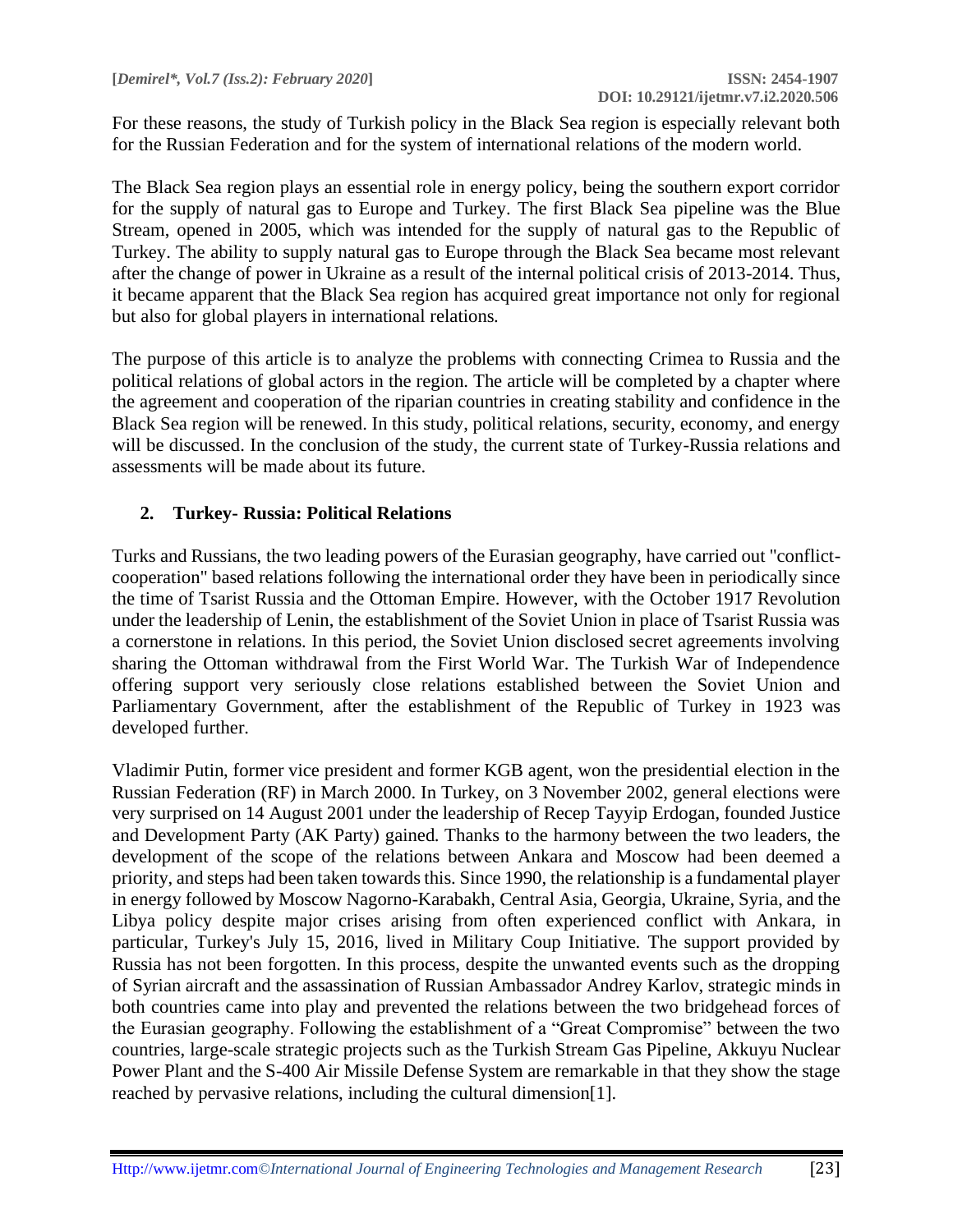For these reasons, the study of Turkish policy in the Black Sea region is especially relevant both for the Russian Federation and for the system of international relations of the modern world.

The Black Sea region plays an essential role in energy policy, being the southern export corridor for the supply of natural gas to Europe and Turkey. The first Black Sea pipeline was the Blue Stream, opened in 2005, which was intended for the supply of natural gas to the Republic of Turkey. The ability to supply natural gas to Europe through the Black Sea became most relevant after the change of power in Ukraine as a result of the internal political crisis of 2013-2014. Thus, it became apparent that the Black Sea region has acquired great importance not only for regional but also for global players in international relations.

The purpose of this article is to analyze the problems with connecting Crimea to Russia and the political relations of global actors in the region. The article will be completed by a chapter where the agreement and cooperation of the riparian countries in creating stability and confidence in the Black Sea region will be renewed. In this study, political relations, security, economy, and energy will be discussed. In the conclusion of the study, the current state of Turkey-Russia relations and assessments will be made about its future.

## 2. Turkey- Russia: Political Relations

Turks and Russians, the two leading powers of the Eurasian geography, have carried out "conflict-cooperation" based relations following the international order they have been in periodically since the time of Tsarist Russia and the Ottoman Empire. However, with the October 1917 Revolution under the leadership of Lenin, the establishment of the Soviet Union in place of Tsarist Russia was a cornerstone in relations. In this period, the Soviet Union disclosed secret agreements involving sharing the Ottoman withdrawal from the First World War. The Turkish War of Independence offering support very seriously close relations established between the Soviet Union and Parliamentary Government, after the establishment of the Republic of Turkey in 1923 was developed further.

Vladimir Putin, former vice president and former KGB agent, won the presidential election in the Russian Federation (RF) in March 2000. In Turkey, on 3 November 2002, general elections were very surprised on 14 August 2001 under the leadership of Recep Tayyip Erdogan, founded Justice and Development Party (AK Party) gained. Thanks to the harmony between the two leaders, the development of the scope of the relations between Ankara and Moscow had been deemed a priority, and steps had been taken towards this. Since 1990, the relationship is a fundamental player in energy followed by Moscow Nagorno-Karabakh, Central Asia, Georgia, Ukraine, Syria, and the Libya policy despite major crises arising from often experienced conflict with Ankara, in particular, Turkey's July 15, 2016, lived in Military Coup Initiative. The support provided by Russia has not been forgotten. In this process, despite the unwanted events such as the dropping of Syrian aircraft and the assassination of Russian Ambassador Andrey Karlov, strategic minds in both countries came into play and prevented the relations between the two bridgehead forces of the Eurasian geography. Following the establishment of a "Great Compromise" between the two countries, large-scale strategic projects such as the Turkish Stream Gas Pipeline, Akkuyu Nuclear Power Plant and the S-400 Air Missile Defense System are remarkable in that they show the stage reached by pervasive relations, including the cultural dimension[1].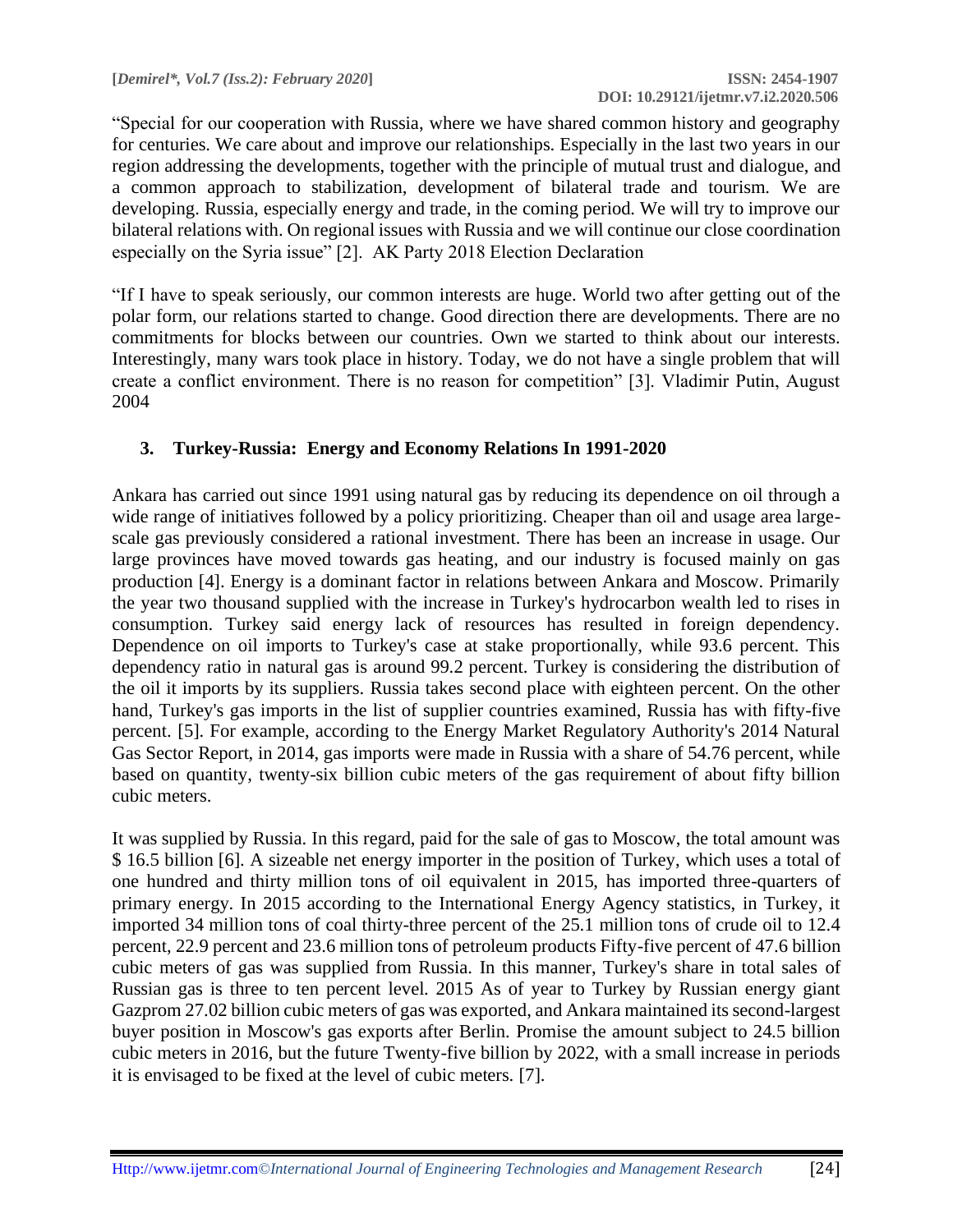"Special for our cooperation with Russia, where we have shared common history and geography for centuries. We care about and improve our relationships. Especially in the last two years in our region addressing the developments, together with the principle of mutual trust and dialogue, and a common approach to stabilization, development of bilateral trade and tourism. We are developing. Russia, especially energy and trade, in the coming period. We will try to improve our bilateral relations with. On regional issues with Russia and we will continue our close coordination especially on the Syria issue" [2]. AK Party 2018 Election Declaration

"If I have to speak seriously, our common interests are huge. World two after getting out of the polar form, our relations started to change. Good direction there are developments. There are no commitments for blocks between our countries. Own we started to think about our interests. Interestingly, many wars took place in history. Today, we do not have a single problem that will create a conflict environment. There is no reason for competition" [3]. Vladimir Putin, August 2004

## 3. Turkey-Russia: Energy and Economy Relations In 1991-2020

Ankara has carried out since 1991 using natural gas by reducing its dependence on oil through a wide range of initiatives followed by a policy prioritizing. Cheaper than oil and usage area large-scale gas previously considered a rational investment. There has been an increase in usage. Our large provinces have moved towards gas heating, and our industry is focused mainly on gas production [4]. Energy is a dominant factor in relations between Ankara and Moscow. Primarily the year two thousand supplied with the increase in Turkey's hydrocarbon wealth led to rises in consumption. Turkey said energy lack of resources has resulted in foreign dependency. Dependence on oil imports to Turkey's case at stake proportionally, while 93.6 percent. This dependency ratio in natural gas is around 99.2 percent. Turkey is considering the distribution of the oil it imports by its suppliers. Russia takes second place with eighteen percent. On the other hand, Turkey's gas imports in the list of supplier countries examined, Russia has with fifty-five percent. [5]. For example, according to the Energy Market Regulatory Authority's 2014 Natural Gas Sector Report, in 2014, gas imports were made in Russia with a share of 54.76 percent, while based on quantity, twenty-six billion cubic meters of the gas requirement of about fifty billion cubic meters.

It was supplied by Russia. In this regard, paid for the sale of gas to Moscow, the total amount was $ 16.5 billion [6]. A sizeable net energy importer in the position of Turkey, which uses a total of one hundred and thirty million tons of oil equivalent in 2015, has imported three-quarters of primary energy. In 2015 according to the International Energy Agency statistics, in Turkey, it imported 34 million tons of coal thirty-three percent of the 25.1 million tons of crude oil to 12.4 percent, 22.9 percent and 23.6 million tons of petroleum products Fifty-five percent of 47.6 billion cubic meters of gas was supplied from Russia. In this manner, Turkey's share in total sales of Russian gas is three to ten percent level. 2015 As of year to Turkey by Russian energy giant Gazprom 27.02 billion cubic meters of gas was exported, and Ankara maintained its second-largest buyer position in Moscow's gas exports after Berlin. Promise the amount subject to 24.5 billion cubic meters in 2016, but the future Twenty-five billion by 2022, with a small increase in periods it is envisaged to be fixed at the level of cubic meters. [7].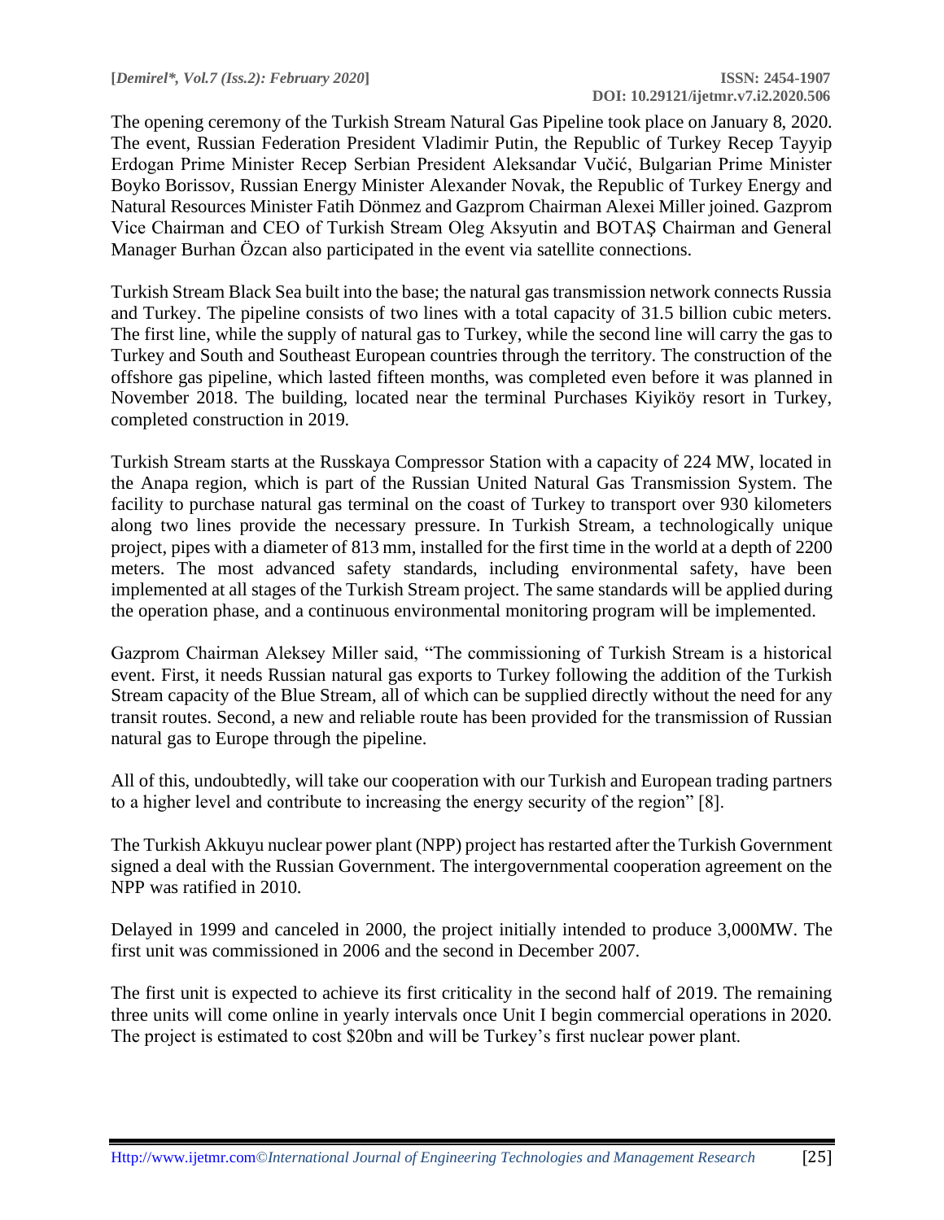The opening ceremony of the Turkish Stream Natural Gas Pipeline took place on January 8, 2020. The event, Russian Federation President Vladimir Putin, the Republic of Turkey Recep Tayyip Erdogan Prime Minister Recep Serbian President Aleksandar Vučić, Bulgarian Prime Minister Boyko Borissov, Russian Energy Minister Alexander Novak, the Republic of Turkey Energy and Natural Resources Minister Fatih Dönmez and Gazprom Chairman Alexei Miller joined. Gazprom Vice Chairman and CEO of Turkish Stream Oleg Aksyutin and BOTAŞ Chairman and General Manager Burhan Özcan also participated in the event via satellite connections.

Turkish Stream Black Sea built into the base; the natural gas transmission network connects Russia and Turkey. The pipeline consists of two lines with a total capacity of 31.5 billion cubic meters. The first line, while the supply of natural gas to Turkey, while the second line will carry the gas to Turkey and South and Southeast European countries through the territory. The construction of the offshore gas pipeline, which lasted fifteen months, was completed even before it was planned in November 2018. The building, located near the terminal Purchases Kiyiköy resort in Turkey, completed construction in 2019.

Turkish Stream starts at the Russkaya Compressor Station with a capacity of 224 MW, located in the Anapa region, which is part of the Russian United Natural Gas Transmission System. The facility to purchase natural gas terminal on the coast of Turkey to transport over 930 kilometers along two lines provide the necessary pressure. In Turkish Stream, a technologically unique project, pipes with a diameter of 813 mm, installed for the first time in the world at a depth of 2200 meters. The most advanced safety standards, including environmental safety, have been implemented at all stages of the Turkish Stream project. The same standards will be applied during the operation phase, and a continuous environmental monitoring program will be implemented.

Gazprom Chairman Aleksey Miller said, "The commissioning of Turkish Stream is a historical event. First, it needs Russian natural gas exports to Turkey following the addition of the Turkish Stream capacity of the Blue Stream, all of which can be supplied directly without the need for any transit routes. Second, a new and reliable route has been provided for the transmission of Russian natural gas to Europe through the pipeline.

All of this, undoubtedly, will take our cooperation with our Turkish and European trading partners to a higher level and contribute to increasing the energy security of the region" [8].

The Turkish Akkuyu nuclear power plant (NPP) project has restarted after the Turkish Government signed a deal with the Russian Government. The intergovernmental cooperation agreement on the NPP was ratified in 2010.

Delayed in 1999 and canceled in 2000, the project initially intended to produce 3,000MW. The first unit was commissioned in 2006 and the second in December 2007.

The first unit is expected to achieve its first criticality in the second half of 2019. The remaining three units will come online in yearly intervals once Unit I begin commercial operations in 2020. The project is estimated to cost $20bn and will be Turkey's first nuclear power plant.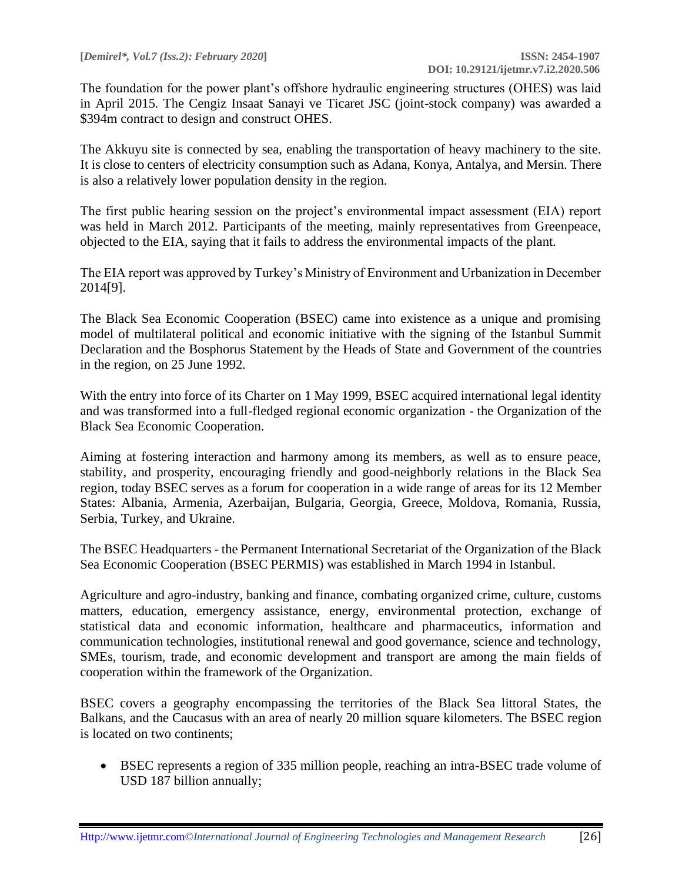The foundation for the power plant's offshore hydraulic engineering structures (OHES) was laid in April 2015. The Cengiz Insaat Sanayi ve Ticaret JSC (joint-stock company) was awarded a $394m contract to design and construct OHES.

The Akkuyu site is connected by sea, enabling the transportation of heavy machinery to the site. It is close to centers of electricity consumption such as Adana, Konya, Antalya, and Mersin. There is also a relatively lower population density in the region.

The first public hearing session on the project's environmental impact assessment (EIA) report was held in March 2012. Participants of the meeting, mainly representatives from Greenpeace, objected to the EIA, saying that it fails to address the environmental impacts of the plant.

The EIA report was approved by Turkey's Ministry of Environment and Urbanization in December 2014[9].

The Black Sea Economic Cooperation (BSEC) came into existence as a unique and promising model of multilateral political and economic initiative with the signing of the Istanbul Summit Declaration and the Bosphorus Statement by the Heads of State and Government of the countries in the region, on 25 June 1992.

With the entry into force of its Charter on 1 May 1999, BSEC acquired international legal identity and was transformed into a full-fledged regional economic organization - the Organization of the Black Sea Economic Cooperation.

Aiming at fostering interaction and harmony among its members, as well as to ensure peace, stability, and prosperity, encouraging friendly and good-neighborly relations in the Black Sea region, today BSEC serves as a forum for cooperation in a wide range of areas for its 12 Member States: Albania, Armenia, Azerbaijan, Bulgaria, Georgia, Greece, Moldova, Romania, Russia, Serbia, Turkey, and Ukraine.

The BSEC Headquarters - the Permanent International Secretariat of the Organization of the Black Sea Economic Cooperation (BSEC PERMIS) was established in March 1994 in Istanbul.

Agriculture and agro-industry, banking and finance, combating organized crime, culture, customs matters, education, emergency assistance, energy, environmental protection, exchange of statistical data and economic information, healthcare and pharmaceutics, information and communication technologies, institutional renewal and good governance, science and technology, SMEs, tourism, trade, and economic development and transport are among the main fields of cooperation within the framework of the Organization.

BSEC covers a geography encompassing the territories of the Black Sea littoral States, the Balkans, and the Caucasus with an area of nearly 20 million square kilometers. The BSEC region is located on two continents;

- BSEC represents a region of 335 million people, reaching an intra-BSEC trade volume of USD 187 billion annually;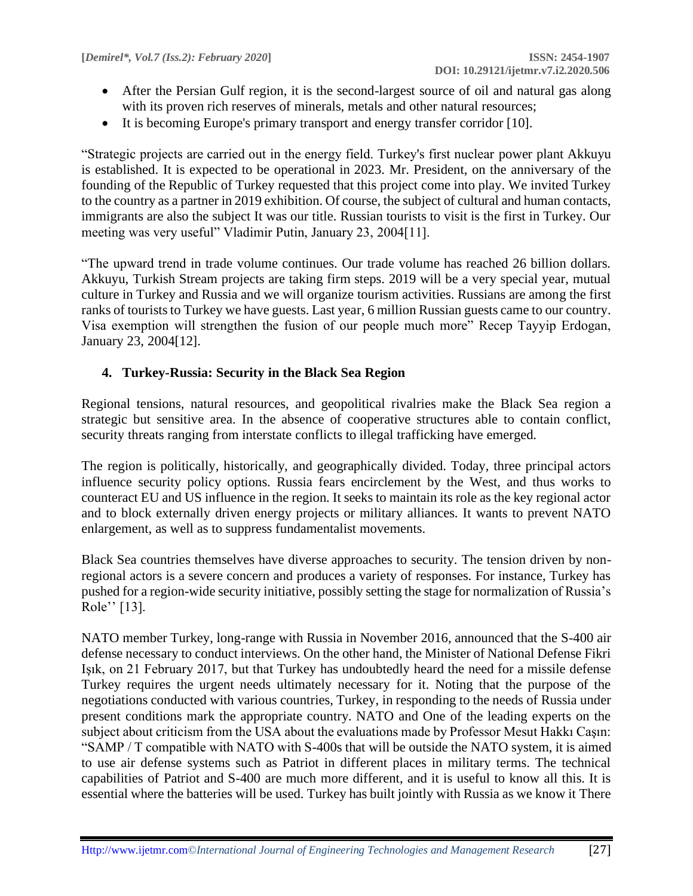- After the Persian Gulf region, it is the second-largest source of oil and natural gas along with its proven rich reserves of minerals, metals and other natural resources;
- It is becoming Europe's primary transport and energy transfer corridor [10].

"Strategic projects are carried out in the energy field. Turkey's first nuclear power plant Akkuyu is established. It is expected to be operational in 2023. Mr. President, on the anniversary of the founding of the Republic of Turkey requested that this project come into play. We invited Turkey to the country as a partner in 2019 exhibition. Of course, the subject of cultural and human contacts, immigrants are also the subject It was our title. Russian tourists to visit is the first in Turkey. Our meeting was very useful" Vladimir Putin, January 23, 2004[11].

"The upward trend in trade volume continues. Our trade volume has reached 26 billion dollars. Akkuyu, Turkish Stream projects are taking firm steps. 2019 will be a very special year, mutual culture in Turkey and Russia and we will organize tourism activities. Russians are among the first ranks of tourists to Turkey we have guests. Last year, 6 million Russian guests came to our country. Visa exemption will strengthen the fusion of our people much more" Recep Tayyip Erdogan, January 23, 2004[12].

## 4. Turkey-Russia: Security in the Black Sea Region

Regional tensions, natural resources, and geopolitical rivalries make the Black Sea region a strategic but sensitive area. In the absence of cooperative structures able to contain conflict, security threats ranging from interstate conflicts to illegal trafficking have emerged.

The region is politically, historically, and geographically divided. Today, three principal actors influence security policy options. Russia fears encirclement by the West, and thus works to counteract EU and US influence in the region. It seeks to maintain its role as the key regional actor and to block externally driven energy projects or military alliances. It wants to prevent NATO enlargement, as well as to suppress fundamentalist movements.

Black Sea countries themselves have diverse approaches to security. The tension driven by non-regional actors is a severe concern and produces a variety of responses. For instance, Turkey has pushed for a region-wide security initiative, possibly setting the stage for normalization of Russia's Role'' [13].

NATO member Turkey, long-range with Russia in November 2016, announced that the S-400 air defense necessary to conduct interviews. On the other hand, the Minister of National Defense Fikri Işık, on 21 February 2017, but that Turkey has undoubtedly heard the need for a missile defense Turkey requires the urgent needs ultimately necessary for it. Noting that the purpose of the negotiations conducted with various countries, Turkey, in responding to the needs of Russia under present conditions mark the appropriate country. NATO and One of the leading experts on the subject about criticism from the USA about the evaluations made by Professor Mesut Hakkı Caşın: "SAMP / T compatible with NATO with S-400s that will be outside the NATO system, it is aimed to use air defense systems such as Patriot in different places in military terms. The technical capabilities of Patriot and S-400 are much more different, and it is useful to know all this. It is essential where the batteries will be used. Turkey has built jointly with Russia as we know it There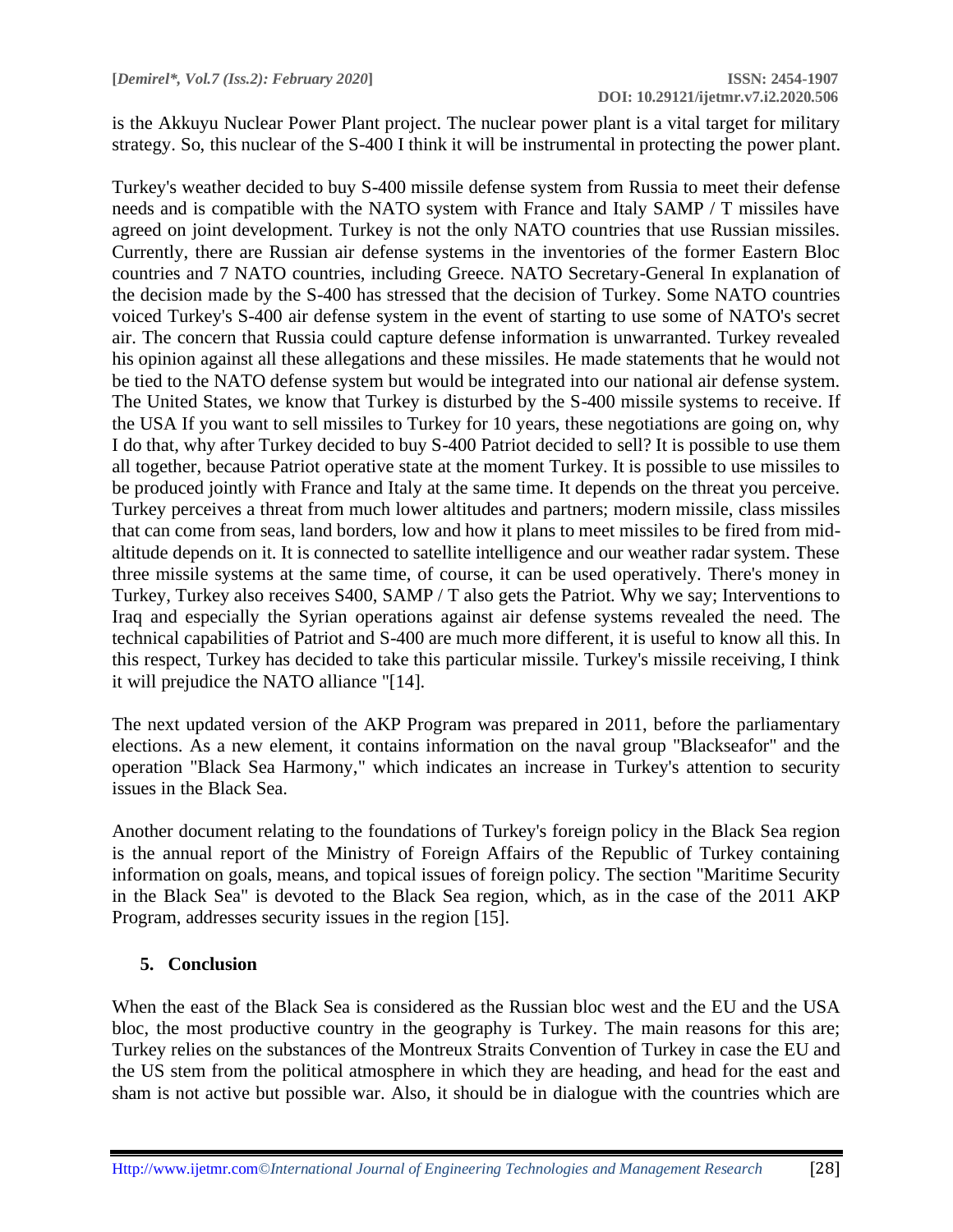is the Akkuyu Nuclear Power Plant project. The nuclear power plant is a vital target for military strategy. So, this nuclear of the S-400 I think it will be instrumental in protecting the power plant.

Turkey's weather decided to buy S-400 missile defense system from Russia to meet their defense needs and is compatible with the NATO system with France and Italy SAMP / T missiles have agreed on joint development. Turkey is not the only NATO countries that use Russian missiles. Currently, there are Russian air defense systems in the inventories of the former Eastern Bloc countries and 7 NATO countries, including Greece. NATO Secretary-General In explanation of the decision made by the S-400 has stressed that the decision of Turkey. Some NATO countries voiced Turkey's S-400 air defense system in the event of starting to use some of NATO's secret air. The concern that Russia could capture defense information is unwarranted. Turkey revealed his opinion against all these allegations and these missiles. He made statements that he would not be tied to the NATO defense system but would be integrated into our national air defense system. The United States, we know that Turkey is disturbed by the S-400 missile systems to receive. If the USA If you want to sell missiles to Turkey for 10 years, these negotiations are going on, why I do that, why after Turkey decided to buy S-400 Patriot decided to sell? It is possible to use them all together, because Patriot operative state at the moment Turkey. It is possible to use missiles to be produced jointly with France and Italy at the same time. It depends on the threat you perceive. Turkey perceives a threat from much lower altitudes and partners; modern missile, class missiles that can come from seas, land borders, low and how it plans to meet missiles to be fired from mid-altitude depends on it. It is connected to satellite intelligence and our weather radar system. These three missile systems at the same time, of course, it can be used operatively. There's money in Turkey, Turkey also receives S400, SAMP / T also gets the Patriot. Why we say; Interventions to Iraq and especially the Syrian operations against air defense systems revealed the need. The technical capabilities of Patriot and S-400 are much more different, it is useful to know all this. In this respect, Turkey has decided to take this particular missile. Turkey's missile receiving, I think it will prejudice the NATO alliance "[14].

The next updated version of the AKP Program was prepared in 2011, before the parliamentary elections. As a new element, it contains information on the naval group "Blackseafor" and the operation "Black Sea Harmony," which indicates an increase in Turkey's attention to security issues in the Black Sea.

Another document relating to the foundations of Turkey's foreign policy in the Black Sea region is the annual report of the Ministry of Foreign Affairs of the Republic of Turkey containing information on goals, means, and topical issues of foreign policy. The section "Maritime Security in the Black Sea" is devoted to the Black Sea region, which, as in the case of the 2011 AKP Program, addresses security issues in the region [15].

## 5. Conclusion

When the east of the Black Sea is considered as the Russian bloc west and the EU and the USA bloc, the most productive country in the geography is Turkey. The main reasons for this are; Turkey relies on the substances of the Montreux Straits Convention of Turkey in case the EU and the US stem from the political atmosphere in which they are heading, and head for the east and sham is not active but possible war. Also, it should be in dialogue with the countries which are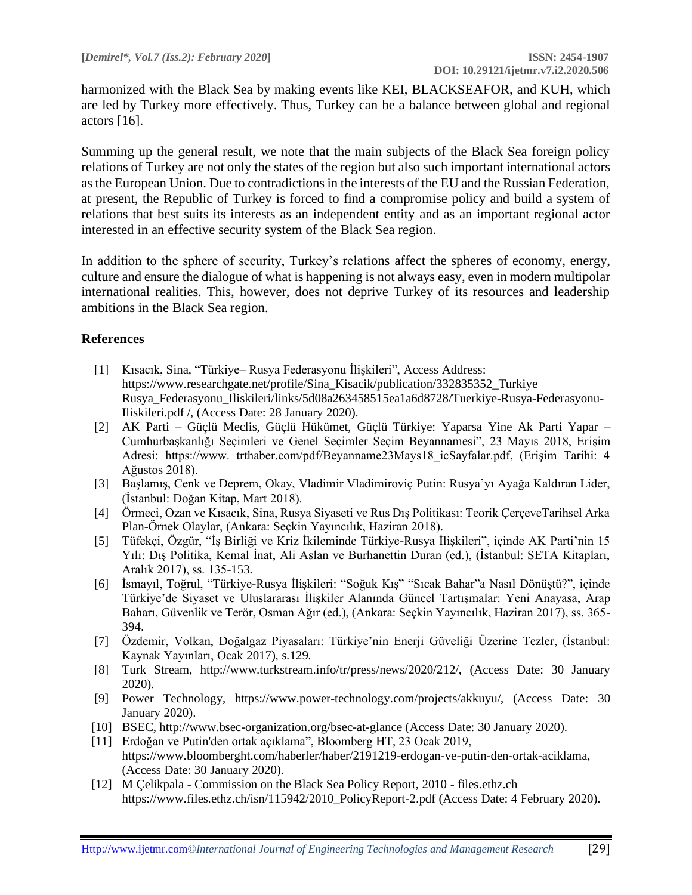harmonized with the Black Sea by making events like KEI, BLACKSEAFOR, and KUH, which are led by Turkey more effectively. Thus, Turkey can be a balance between global and regional actors [16].

Summing up the general result, we note that the main subjects of the Black Sea foreign policy relations of Turkey are not only the states of the region but also such important international actors as the European Union. Due to contradictions in the interests of the EU and the Russian Federation, at present, the Republic of Turkey is forced to find a compromise policy and build a system of relations that best suits its interests as an independent entity and as an important regional actor interested in an effective security system of the Black Sea region.

In addition to the sphere of security, Turkey's relations affect the spheres of economy, energy, culture and ensure the dialogue of what is happening is not always easy, even in modern multipolar international realities. This, however, does not deprive Turkey of its resources and leadership ambitions in the Black Sea region.

## References

[1] Kısacık, Sina, "Türkiye– Rusya Federasyonu İlişkileri", Access Address: https://www.researchgate.net/profile/Sina_Kisacik/publication/332835352_Turkiye Rusya_Federasyonu_Iliskileri/links/5d08a263458515ea1a6d8728/Tuerkiye-Rusya-Federasyonu-Iliskileri.pdf /, (Access Date: 28 January 2020).

[2] AK Parti – Güçlü Meclis, Güçlü Hükümet, Güçlü Türkiye: Yaparsa Yine Ak Parti Yapar – Cumhurbaşkanlığı Seçimleri ve Genel Seçimler Seçim Beyannamesi", 23 Mayıs 2018, Erişim Adresi: https://www. trthaber.com/pdf/Beyanname23Mays18_icSayfalar.pdf, (Erişim Tarihi: 4 Ağustos 2018).

[3] Başlamış, Cenk ve Deprem, Okay, Vladimir Vladimiroviç Putin: Rusya'yı Ayağa Kaldıran Lider, (İstanbul: Doğan Kitap, Mart 2018).

[4] Örmeci, Ozan ve Kısacık, Sina, Rusya Siyaseti ve Rus Dış Politikası: Teorik ÇerçeveTarihsel Arka Plan-Örnek Olaylar, (Ankara: Seçkin Yayıncılık, Haziran 2018).

[5] Tüfekçi, Özgür, "İş Birliği ve Kriz İkileminde Türkiye-Rusya İlişkileri", içinde AK Parti'nin 15 Yılı: Dış Politika, Kemal İnat, Ali Aslan ve Burhanettin Duran (ed.), (İstanbul: SETA Kitapları, Aralık 2017), ss. 135-153.

[6] İsmayıl, Toğrul, "Türkiye-Rusya İlişkileri: "Soğuk Kış" "Sıcak Bahar"a Nasıl Dönüştü?", içinde Türkiye'de Siyaset ve Uluslararası İlişkiler Alanında Güncel Tartışmalar: Yeni Anayasa, Arap Baharı, Güvenlik ve Terör, Osman Ağır (ed.), (Ankara: Seçkin Yayıncılık, Haziran 2017), ss. 365-394.

[7] Özdemir, Volkan, Doğalgaz Piyasaları: Türkiye'nin Enerji Güveliği Üzerine Tezler, (İstanbul: Kaynak Yayınları, Ocak 2017), s.129.

[8] Turk Stream, http://www.turkstream.info/tr/press/news/2020/212/, (Access Date: 30 January 2020).

[9] Power Technology, https://www.power-technology.com/projects/akkuyu/, (Access Date: 30 January 2020).

[10] BSEC, http://www.bsec-organization.org/bsec-at-glance (Access Date: 30 January 2020).

[11] Erdoğan ve Putin'den ortak açıklama", Bloomberg HT, 23 Ocak 2019, https://www.bloomberght.com/haberler/haber/2191219-erdogan-ve-putin-den-ortak-aciklama, (Access Date: 30 January 2020).

[12] M Çelikpala - Commission on the Black Sea Policy Report, 2010 - files.ethz.ch https://www.files.ethz.ch/isn/115942/2010_PolicyReport-2.pdf (Access Date: 4 February 2020).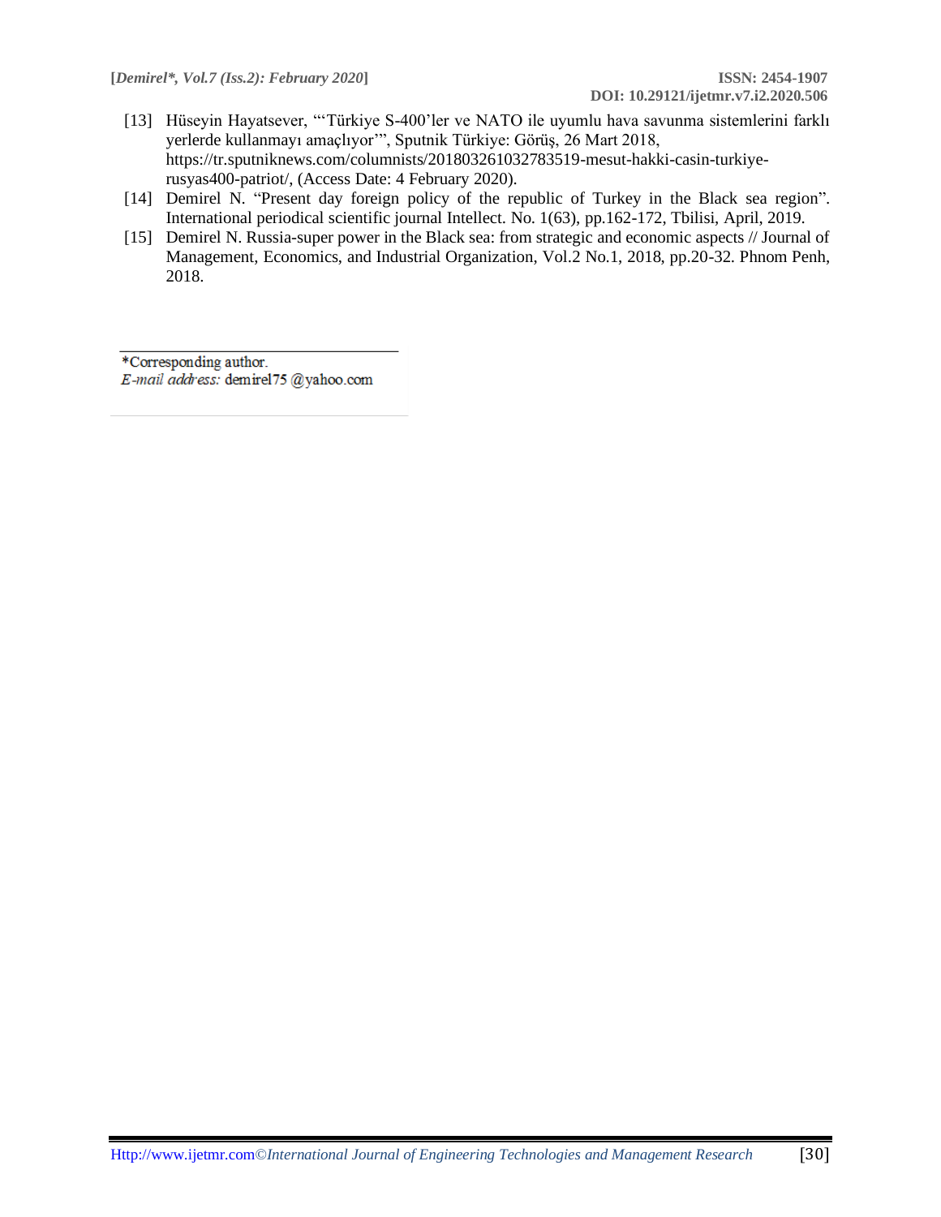[13] Hüseyin Hayatsever, "'Türkiye S-400'ler ve NATO ile uyumlu hava savunma sistemlerini farklı yerlerde kullanmayı amaçlıyor'", Sputnik Türkiye: Görüş, 26 Mart 2018, https://tr.sputniknews.com/columnists/201803261032783519-mesut-hakki-casin-turkiye-rusyas400-patriot/, (Access Date: 4 February 2020).

[14] Demirel N. "Present day foreign policy of the republic of Turkey in the Black sea region". International periodical scientific journal Intellect. No. 1(63), pp.162-172, Tbilisi, April, 2019.

[15] Demirel N. Russia-super power in the Black sea: from strategic and economic aspects // Journal of Management, Economics, and Industrial Organization, Vol.2 No.1, 2018, pp.20-32. Phnom Penh, 2018.

---

*Corresponding author.
*E-mail address:* demirel75 @yahoo.com